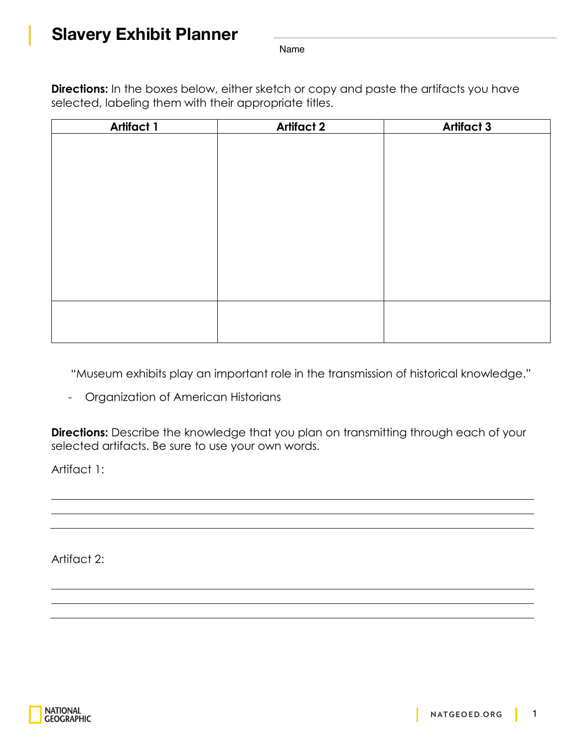# Slavery Exhibit Planner

Name

**Directions:** In the boxes below, either sketch or copy and paste the artifacts you have selected, labeling them with their appropriate titles.

| Artifact 1 | Artifact 2 | Artifact 3 |
|---|---|---|
| | | |
| | | |

"Museum exhibits play an important role in the transmission of historical knowledge."

- Organization of American Historians

**Directions:** Describe the knowledge that you plan on transmitting through each of your selected artifacts. Be sure to use your own words.

Artifact 1:

Artifact 2: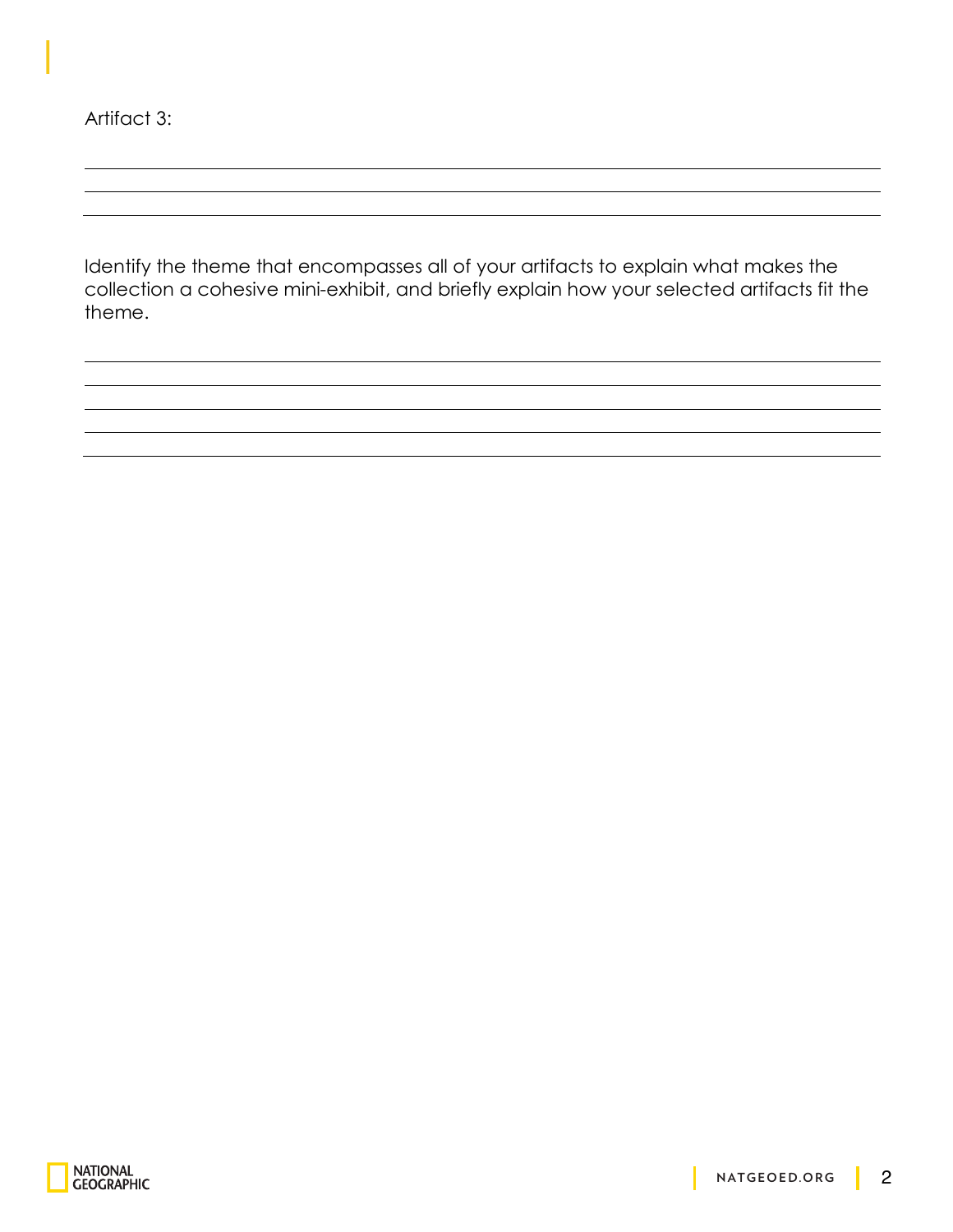Artifact 3:

Identify the theme that encompasses all of your artifacts to explain what makes the collection a cohesive mini-exhibit, and briefly explain how your selected artifacts fit the theme.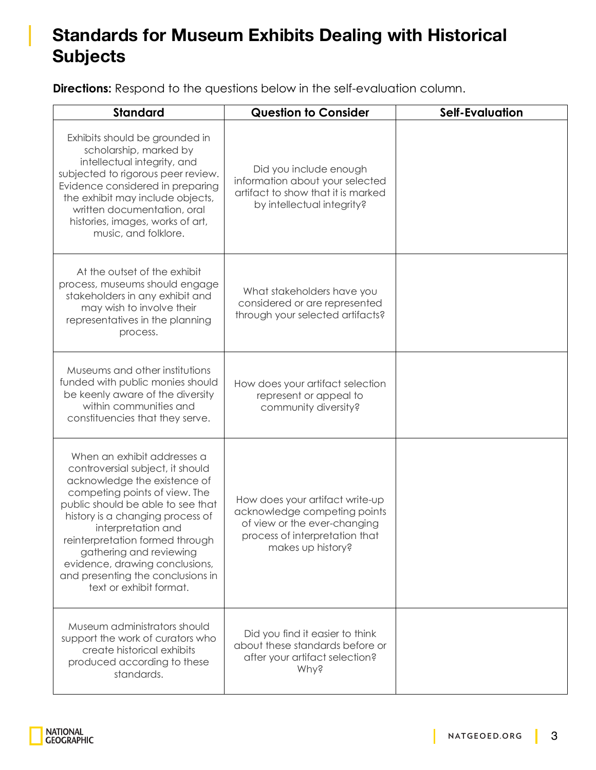# Standards for Museum Exhibits Dealing with Historical Subjects

**Directions:** Respond to the questions below in the self-evaluation column.

| Standard | Question to Consider | Self-Evaluation |
|---|---|---|
| Exhibits should be grounded in scholarship, marked by intellectual integrity, and subjected to rigorous peer review. Evidence considered in preparing the exhibit may include objects, written documentation, oral histories, images, works of art, music, and folklore. | Did you include enough information about your selected artifact to show that it is marked by intellectual integrity? | |
| At the outset of the exhibit process, museums should engage stakeholders in any exhibit and may wish to involve their representatives in the planning process. | What stakeholders have you considered or are represented through your selected artifacts? | |
| Museums and other institutions funded with public monies should be keenly aware of the diversity within communities and constituencies that they serve. | How does your artifact selection represent or appeal to community diversity? | |
| When an exhibit addresses a controversial subject, it should acknowledge the existence of competing points of view. The public should be able to see that history is a changing process of interpretation and reinterpretation formed through gathering and reviewing evidence, drawing conclusions, and presenting the conclusions in text or exhibit format. | How does your artifact write-up acknowledge competing points of view or the ever-changing process of interpretation that makes up history? | |
| Museum administrators should support the work of curators who create historical exhibits produced according to these standards. | Did you find it easier to think about these standards before or after your artifact selection? Why? | |